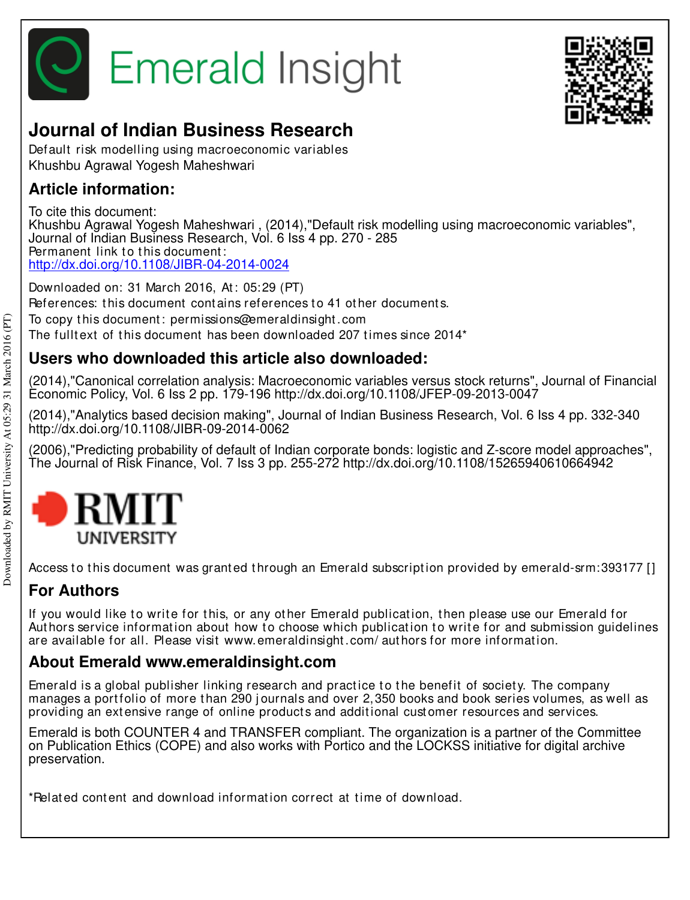# Emerald Insight

## Journal of Indian Business Research

Default risk modelling using macroeconomic variables
Khushbu Agrawal Yogesh Maheshwari

## Article information:

To cite this document:
Khushbu Agrawal Yogesh Maheshwari , (2014),"Default risk modelling using macroeconomic variables", Journal of Indian Business Research, Vol. 6 Iss 4 pp. 270 - 285
Permanent link to this document:
http://dx.doi.org/10.1108/JIBR-04-2014-0024

Downloaded on: 31 March 2016, At: 05:29 (PT)
References: this document contains references to 41 other documents.
To copy this document: permissions@emeraldinsight.com
The fulltext of this document has been downloaded 207 times since 2014*

## Users who downloaded this article also downloaded:

(2014),"Canonical correlation analysis: Macroeconomic variables versus stock returns", Journal of Financial Economic Policy, Vol. 6 Iss 2 pp. 179-196 http://dx.doi.org/10.1108/JFEP-09-2013-0047

(2014),"Analytics based decision making", Journal of Indian Business Research, Vol. 6 Iss 4 pp. 332-340 http://dx.doi.org/10.1108/JIBR-09-2014-0062

(2006),"Predicting probability of default of Indian corporate bonds: logistic and Z-score model approaches", The Journal of Risk Finance, Vol. 7 Iss 3 pp. 255-272 http://dx.doi.org/10.1108/15265940610664942

RMIT UNIVERSITY

Access to this document was granted through an Emerald subscription provided by emerald-srm:393177 []

## For Authors

If you would like to write for this, or any other Emerald publication, then please use our Emerald for Authors service information about how to choose which publication to write for and submission guidelines are available for all. Please visit www.emeraldinsight.com/authors for more information.

## About Emerald www.emeraldinsight.com

Emerald is a global publisher linking research and practice to the benefit of society. The company manages a portfolio of more than 290 journals and over 2,350 books and book series volumes, as well as providing an extensive range of online products and additional customer resources and services.

Emerald is both COUNTER 4 and TRANSFER compliant. The organization is a partner of the Committee on Publication Ethics (COPE) and also works with Portico and the LOCKSS initiative for digital archive preservation.

*Related content and download information correct at time of download.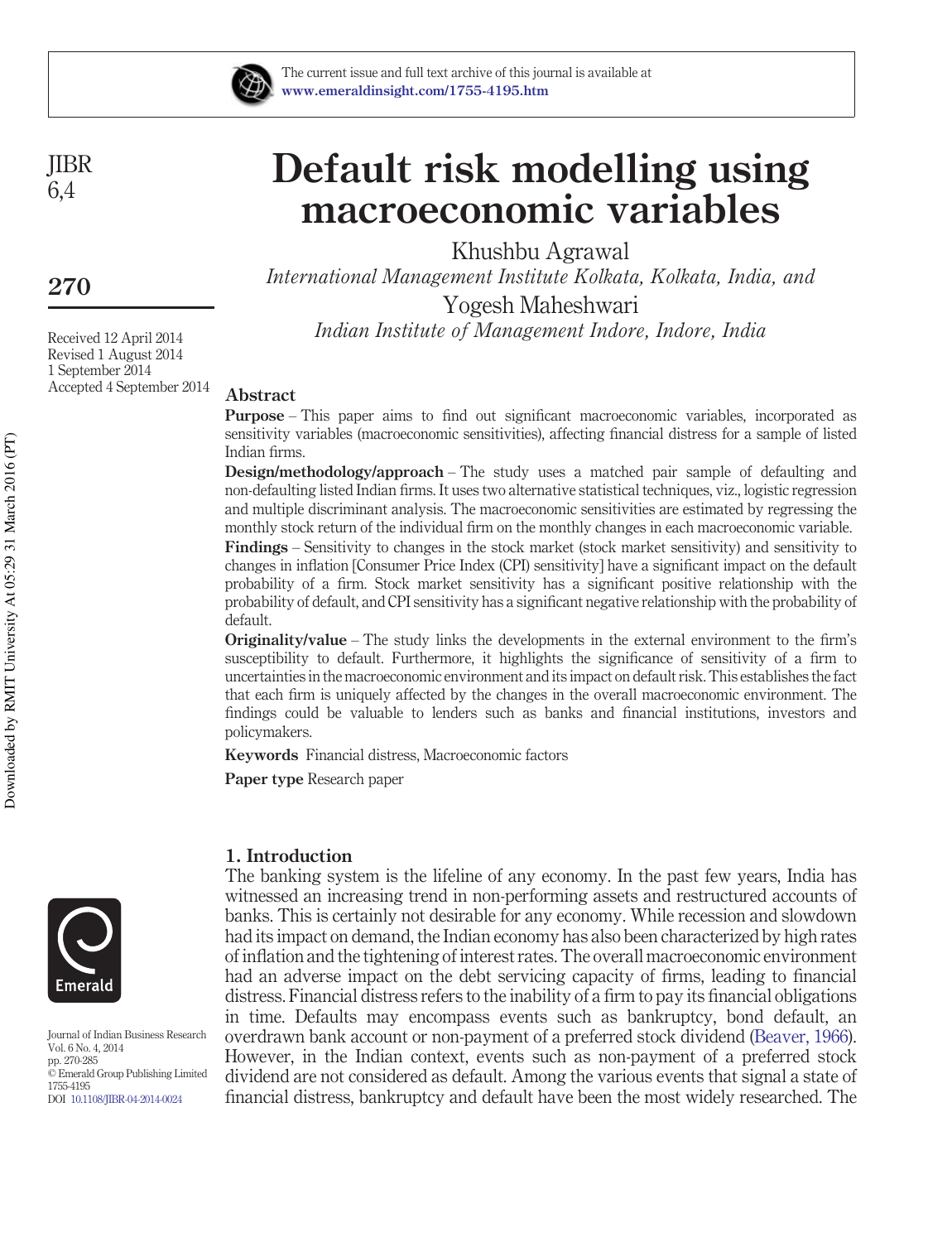# Default risk modelling using macroeconomic variables

Khushbu Agrawal

*International Management Institute Kolkata, Kolkata, India, and*

Yogesh Maheshwari

*Indian Institute of Management Indore, Indore, India*

Received 12 April 2014
Revised 1 August 2014
1 September 2014
Accepted 4 September 2014

## Abstract

**Purpose** – This paper aims to find out significant macroeconomic variables, incorporated as sensitivity variables (macroeconomic sensitivities), affecting financial distress for a sample of listed Indian firms.

**Design/methodology/approach** – The study uses a matched pair sample of defaulting and non-defaulting listed Indian firms. It uses two alternative statistical techniques, viz., logistic regression and multiple discriminant analysis. The macroeconomic sensitivities are estimated by regressing the monthly stock return of the individual firm on the monthly changes in each macroeconomic variable.

**Findings** – Sensitivity to changes in the stock market (stock market sensitivity) and sensitivity to changes in inflation [Consumer Price Index (CPI) sensitivity] have a significant impact on the default probability of a firm. Stock market sensitivity has a significant positive relationship with the probability of default, and CPI sensitivity has a significant negative relationship with the probability of default.

**Originality/value** – The study links the developments in the external environment to the firm's susceptibility to default. Furthermore, it highlights the significance of sensitivity of a firm to uncertainties in the macroeconomic environment and its impact on default risk. This establishes the fact that each firm is uniquely affected by the changes in the overall macroeconomic environment. The findings could be valuable to lenders such as banks and financial institutions, investors and policymakers.

**Keywords** Financial distress, Macroeconomic factors

**Paper type** Research paper

## 1. Introduction

The banking system is the lifeline of any economy. In the past few years, India has witnessed an increasing trend in non-performing assets and restructured accounts of banks. This is certainly not desirable for any economy. While recession and slowdown had its impact on demand, the Indian economy has also been characterized by high rates of inflation and the tightening of interest rates. The overall macroeconomic environment had an adverse impact on the debt servicing capacity of firms, leading to financial distress. Financial distress refers to the inability of a firm to pay its financial obligations in time. Defaults may encompass events such as bankruptcy, bond default, an overdrawn bank account or non-payment of a preferred stock dividend (Beaver, 1966). However, in the Indian context, events such as non-payment of a preferred stock dividend are not considered as default. Among the various events that signal a state of financial distress, bankruptcy and default have been the most widely researched. The

Journal of Indian Business Research
Vol. 6 No. 4, 2014
pp. 270-285
© Emerald Group Publishing Limited
1755-4195
DOI 10.1108/JIBR-04-2014-0024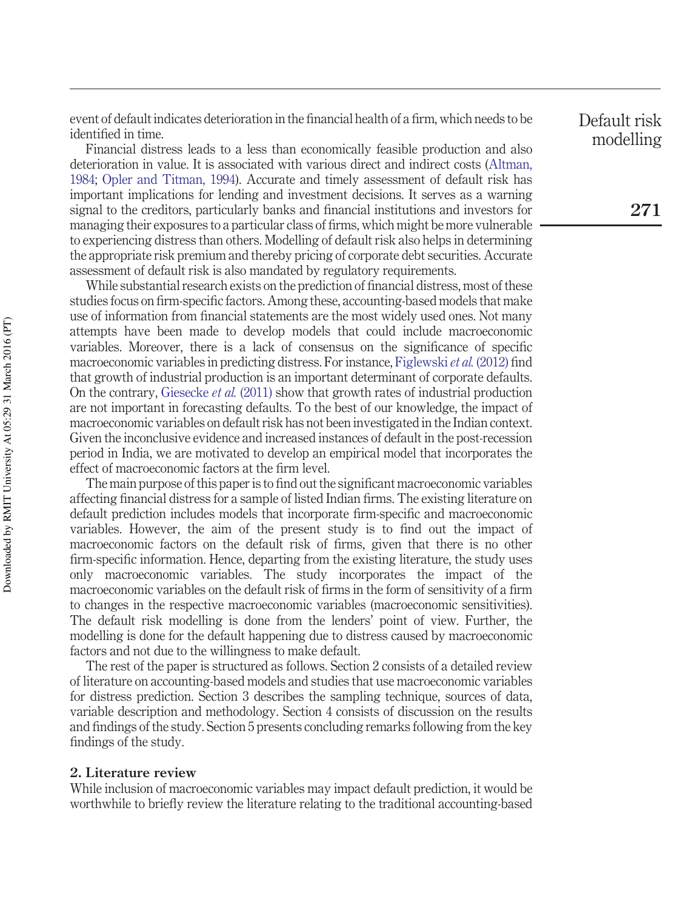event of default indicates deterioration in the financial health of a firm, which needs to be identified in time.

Financial distress leads to a less than economically feasible production and also deterioration in value. It is associated with various direct and indirect costs (Altman, 1984; Opler and Titman, 1994). Accurate and timely assessment of default risk has important implications for lending and investment decisions. It serves as a warning signal to the creditors, particularly banks and financial institutions and investors for managing their exposures to a particular class of firms, which might be more vulnerable to experiencing distress than others. Modelling of default risk also helps in determining the appropriate risk premium and thereby pricing of corporate debt securities. Accurate assessment of default risk is also mandated by regulatory requirements.

While substantial research exists on the prediction of financial distress, most of these studies focus on firm-specific factors. Among these, accounting-based models that make use of information from financial statements are the most widely used ones. Not many attempts have been made to develop models that could include macroeconomic variables. Moreover, there is a lack of consensus on the significance of specific macroeconomic variables in predicting distress. For instance, Figlewski *et al.* (2012) find that growth of industrial production is an important determinant of corporate defaults. On the contrary, Giesecke *et al.* (2011) show that growth rates of industrial production are not important in forecasting defaults. To the best of our knowledge, the impact of macroeconomic variables on default risk has not been investigated in the Indian context. Given the inconclusive evidence and increased instances of default in the post-recession period in India, we are motivated to develop an empirical model that incorporates the effect of macroeconomic factors at the firm level.

The main purpose of this paper is to find out the significant macroeconomic variables affecting financial distress for a sample of listed Indian firms. The existing literature on default prediction includes models that incorporate firm-specific and macroeconomic variables. However, the aim of the present study is to find out the impact of macroeconomic factors on the default risk of firms, given that there is no other firm-specific information. Hence, departing from the existing literature, the study uses only macroeconomic variables. The study incorporates the impact of the macroeconomic variables on the default risk of firms in the form of sensitivity of a firm to changes in the respective macroeconomic variables (macroeconomic sensitivities). The default risk modelling is done from the lenders' point of view. Further, the modelling is done for the default happening due to distress caused by macroeconomic factors and not due to the willingness to make default.

The rest of the paper is structured as follows. Section 2 consists of a detailed review of literature on accounting-based models and studies that use macroeconomic variables for distress prediction. Section 3 describes the sampling technique, sources of data, variable description and methodology. Section 4 consists of discussion on the results and findings of the study. Section 5 presents concluding remarks following from the key findings of the study.

## 2. Literature review

While inclusion of macroeconomic variables may impact default prediction, it would be worthwhile to briefly review the literature relating to the traditional accounting-based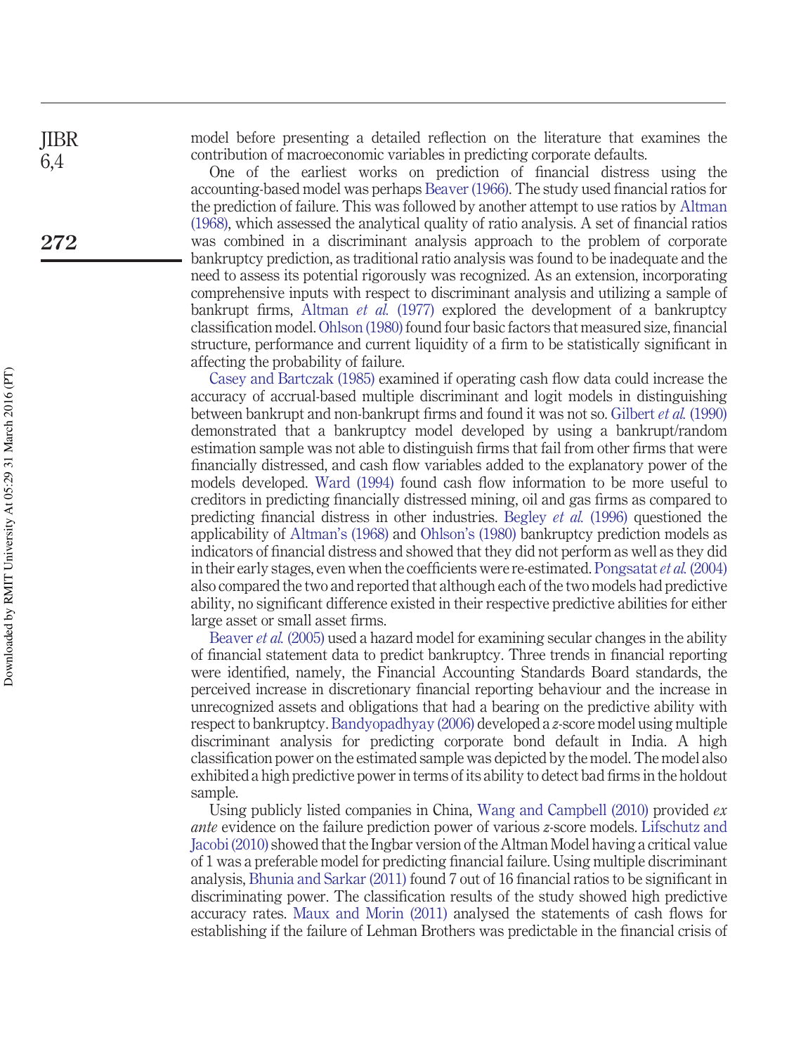model before presenting a detailed reflection on the literature that examines the contribution of macroeconomic variables in predicting corporate defaults.

One of the earliest works on prediction of financial distress using the accounting-based model was perhaps Beaver (1966). The study used financial ratios for the prediction of failure. This was followed by another attempt to use ratios by Altman (1968), which assessed the analytical quality of ratio analysis. A set of financial ratios was combined in a discriminant analysis approach to the problem of corporate bankruptcy prediction, as traditional ratio analysis was found to be inadequate and the need to assess its potential rigorously was recognized. As an extension, incorporating comprehensive inputs with respect to discriminant analysis and utilizing a sample of bankrupt firms, Altman *et al.* (1977) explored the development of a bankruptcy classification model. Ohlson (1980) found four basic factors that measured size, financial structure, performance and current liquidity of a firm to be statistically significant in affecting the probability of failure.

Casey and Bartczak (1985) examined if operating cash flow data could increase the accuracy of accrual-based multiple discriminant and logit models in distinguishing between bankrupt and non-bankrupt firms and found it was not so. Gilbert *et al.* (1990) demonstrated that a bankruptcy model developed by using a bankrupt/random estimation sample was not able to distinguish firms that fail from other firms that were financially distressed, and cash flow variables added to the explanatory power of the models developed. Ward (1994) found cash flow information to be more useful to creditors in predicting financially distressed mining, oil and gas firms as compared to predicting financial distress in other industries. Begley *et al.* (1996) questioned the applicability of Altman's (1968) and Ohlson's (1980) bankruptcy prediction models as indicators of financial distress and showed that they did not perform as well as they did in their early stages, even when the coefficients were re-estimated. Pongsatat *et al.* (2004) also compared the two and reported that although each of the two models had predictive ability, no significant difference existed in their respective predictive abilities for either large asset or small asset firms.

Beaver *et al.* (2005) used a hazard model for examining secular changes in the ability of financial statement data to predict bankruptcy. Three trends in financial reporting were identified, namely, the Financial Accounting Standards Board standards, the perceived increase in discretionary financial reporting behaviour and the increase in unrecognized assets and obligations that had a bearing on the predictive ability with respect to bankruptcy. Bandyopadhyay (2006) developed a *z*-score model using multiple discriminant analysis for predicting corporate bond default in India. A high classification power on the estimated sample was depicted by the model. The model also exhibited a high predictive power in terms of its ability to detect bad firms in the holdout sample.

Using publicly listed companies in China, Wang and Campbell (2010) provided *ex ante* evidence on the failure prediction power of various *z*-score models. Lifschutz and Jacobi (2010) showed that the Ingbar version of the Altman Model having a critical value of 1 was a preferable model for predicting financial failure. Using multiple discriminant analysis, Bhunia and Sarkar (2011) found 7 out of 16 financial ratios to be significant in discriminating power. The classification results of the study showed high predictive accuracy rates. Maux and Morin (2011) analysed the statements of cash flows for establishing if the failure of Lehman Brothers was predictable in the financial crisis of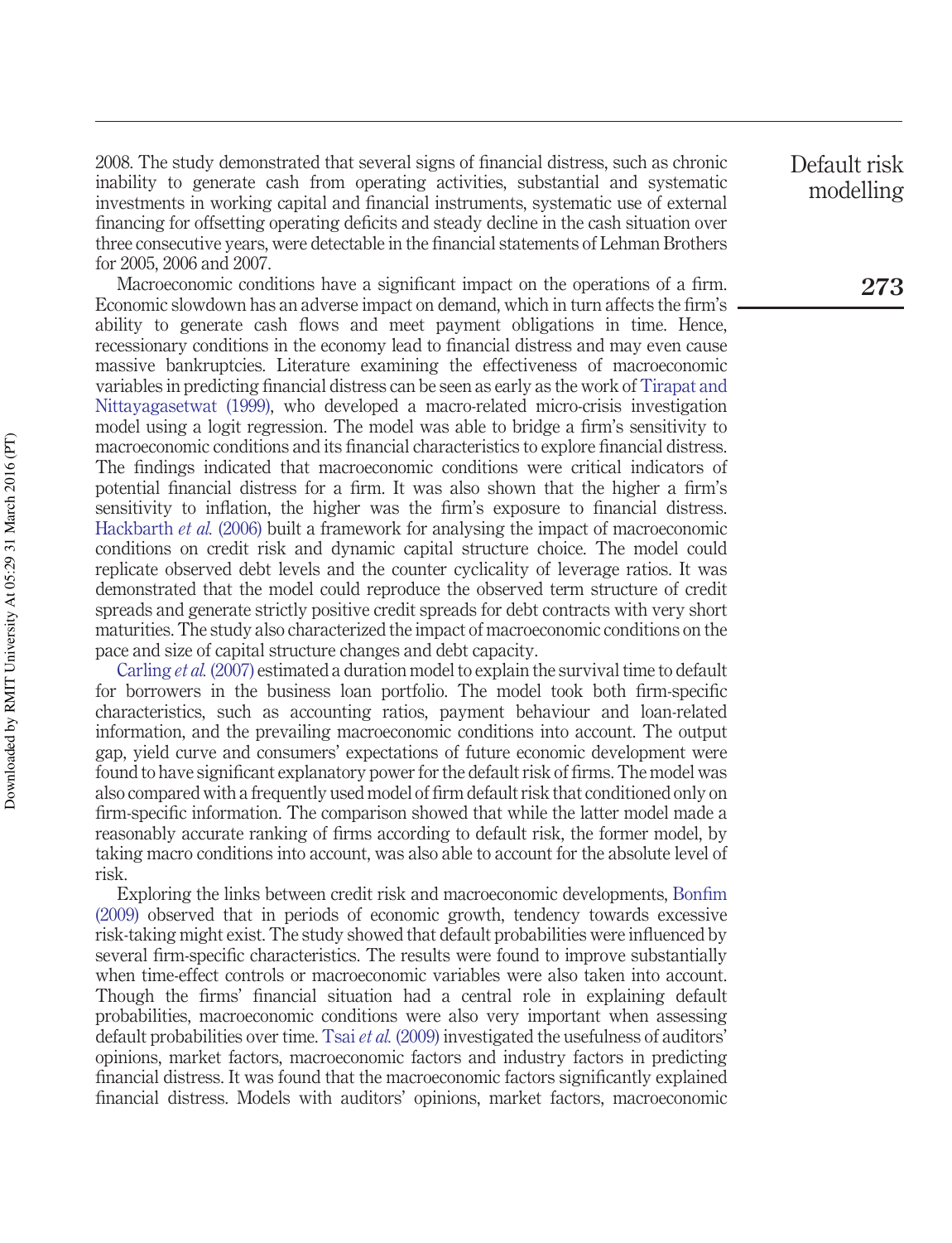2008. The study demonstrated that several signs of financial distress, such as chronic inability to generate cash from operating activities, substantial and systematic investments in working capital and financial instruments, systematic use of external financing for offsetting operating deficits and steady decline in the cash situation over three consecutive years, were detectable in the financial statements of Lehman Brothers for 2005, 2006 and 2007.

Macroeconomic conditions have a significant impact on the operations of a firm. Economic slowdown has an adverse impact on demand, which in turn affects the firm's ability to generate cash flows and meet payment obligations in time. Hence, recessionary conditions in the economy lead to financial distress and may even cause massive bankruptcies. Literature examining the effectiveness of macroeconomic variables in predicting financial distress can be seen as early as the work of Tirapat and Nittayagasetwat (1999), who developed a macro-related micro-crisis investigation model using a logit regression. The model was able to bridge a firm's sensitivity to macroeconomic conditions and its financial characteristics to explore financial distress. The findings indicated that macroeconomic conditions were critical indicators of potential financial distress for a firm. It was also shown that the higher a firm's sensitivity to inflation, the higher was the firm's exposure to financial distress. Hackbarth *et al.* (2006) built a framework for analysing the impact of macroeconomic conditions on credit risk and dynamic capital structure choice. The model could replicate observed debt levels and the counter cyclicality of leverage ratios. It was demonstrated that the model could reproduce the observed term structure of credit spreads and generate strictly positive credit spreads for debt contracts with very short maturities. The study also characterized the impact of macroeconomic conditions on the pace and size of capital structure changes and debt capacity.

Carling *et al.* (2007) estimated a duration model to explain the survival time to default for borrowers in the business loan portfolio. The model took both firm-specific characteristics, such as accounting ratios, payment behaviour and loan-related information, and the prevailing macroeconomic conditions into account. The output gap, yield curve and consumers' expectations of future economic development were found to have significant explanatory power for the default risk of firms. The model was also compared with a frequently used model of firm default risk that conditioned only on firm-specific information. The comparison showed that while the latter model made a reasonably accurate ranking of firms according to default risk, the former model, by taking macro conditions into account, was also able to account for the absolute level of risk.

Exploring the links between credit risk and macroeconomic developments, Bonfim (2009) observed that in periods of economic growth, tendency towards excessive risk-taking might exist. The study showed that default probabilities were influenced by several firm-specific characteristics. The results were found to improve substantially when time-effect controls or macroeconomic variables were also taken into account. Though the firms' financial situation had a central role in explaining default probabilities, macroeconomic conditions were also very important when assessing default probabilities over time. Tsai *et al.* (2009) investigated the usefulness of auditors' opinions, market factors, macroeconomic factors and industry factors in predicting financial distress. It was found that the macroeconomic factors significantly explained financial distress. Models with auditors' opinions, market factors, macroeconomic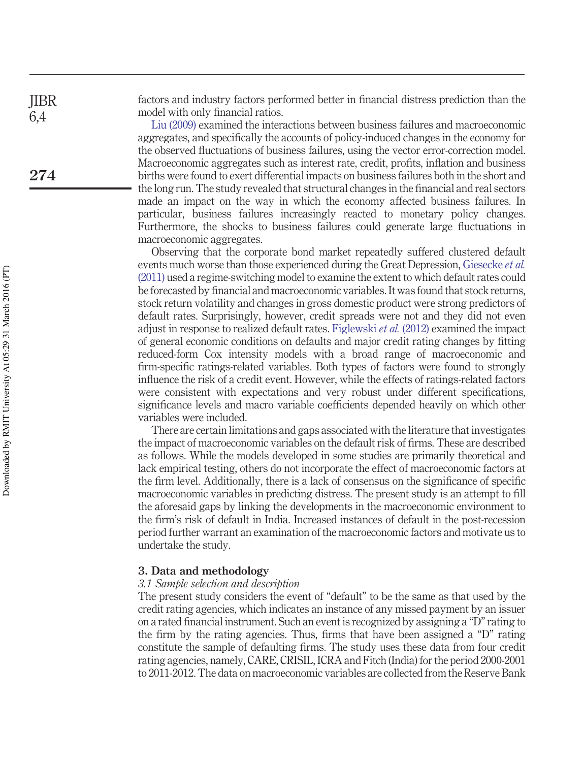factors and industry factors performed better in financial distress prediction than the model with only financial ratios.

Liu (2009) examined the interactions between business failures and macroeconomic aggregates, and specifically the accounts of policy-induced changes in the economy for the observed fluctuations of business failures, using the vector error-correction model. Macroeconomic aggregates such as interest rate, credit, profits, inflation and business births were found to exert differential impacts on business failures both in the short and the long run. The study revealed that structural changes in the financial and real sectors made an impact on the way in which the economy affected business failures. In particular, business failures increasingly reacted to monetary policy changes. Furthermore, the shocks to business failures could generate large fluctuations in macroeconomic aggregates.

Observing that the corporate bond market repeatedly suffered clustered default events much worse than those experienced during the Great Depression, Giesecke *et al.* (2011) used a regime-switching model to examine the extent to which default rates could be forecasted by financial and macroeconomic variables. It was found that stock returns, stock return volatility and changes in gross domestic product were strong predictors of default rates. Surprisingly, however, credit spreads were not and they did not even adjust in response to realized default rates. Figlewski *et al.* (2012) examined the impact of general economic conditions on defaults and major credit rating changes by fitting reduced-form Cox intensity models with a broad range of macroeconomic and firm-specific ratings-related variables. Both types of factors were found to strongly influence the risk of a credit event. However, while the effects of ratings-related factors were consistent with expectations and very robust under different specifications, significance levels and macro variable coefficients depended heavily on which other variables were included.

There are certain limitations and gaps associated with the literature that investigates the impact of macroeconomic variables on the default risk of firms. These are described as follows. While the models developed in some studies are primarily theoretical and lack empirical testing, others do not incorporate the effect of macroeconomic factors at the firm level. Additionally, there is a lack of consensus on the significance of specific macroeconomic variables in predicting distress. The present study is an attempt to fill the aforesaid gaps by linking the developments in the macroeconomic environment to the firm's risk of default in India. Increased instances of default in the post-recession period further warrant an examination of the macroeconomic factors and motivate us to undertake the study.

## 3. Data and methodology

### *3.1 Sample selection and description*

The present study considers the event of "default" to be the same as that used by the credit rating agencies, which indicates an instance of any missed payment by an issuer on a rated financial instrument. Such an event is recognized by assigning a "D" rating to the firm by the rating agencies. Thus, firms that have been assigned a "D" rating constitute the sample of defaulting firms. The study uses these data from four credit rating agencies, namely, CARE, CRISIL, ICRA and Fitch (India) for the period 2000-2001 to 2011-2012. The data on macroeconomic variables are collected from the Reserve Bank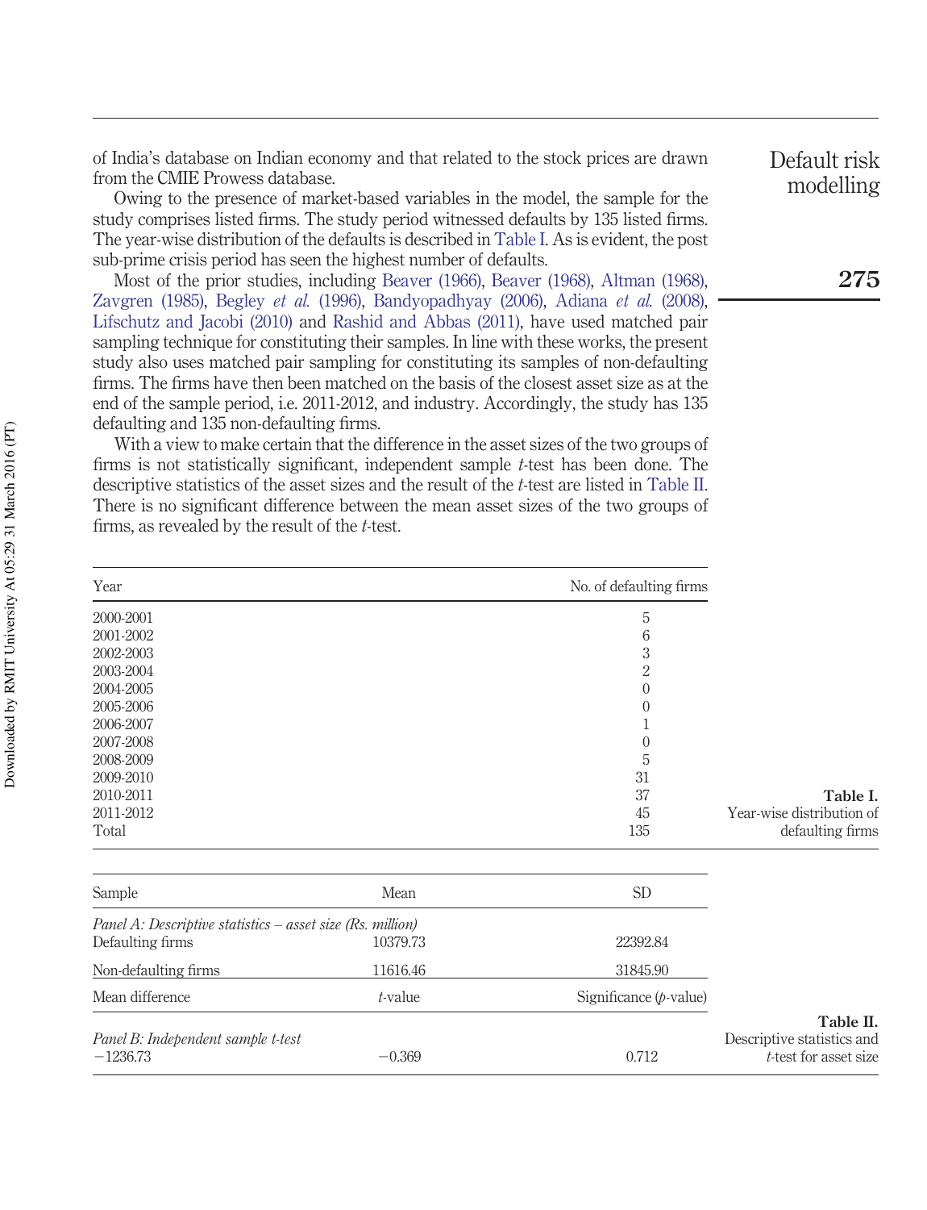of India's database on Indian economy and that related to the stock prices are drawn from the CMIE Prowess database.

Owing to the presence of market-based variables in the model, the sample for the study comprises listed firms. The study period witnessed defaults by 135 listed firms. The year-wise distribution of the defaults is described in Table I. As is evident, the post sub-prime crisis period has seen the highest number of defaults.

Most of the prior studies, including Beaver (1966), Beaver (1968), Altman (1968), Zavgren (1985), Begley *et al.* (1996), Bandyopadhyay (2006), Adiana *et al.* (2008), Lifschutz and Jacobi (2010) and Rashid and Abbas (2011), have used matched pair sampling technique for constituting their samples. In line with these works, the present study also uses matched pair sampling for constituting its samples of non-defaulting firms. The firms have then been matched on the basis of the closest asset size as at the end of the sample period, i.e. 2011-2012, and industry. Accordingly, the study has 135 defaulting and 135 non-defaulting firms.

With a view to make certain that the difference in the asset sizes of the two groups of firms is not statistically significant, independent sample *t*-test has been done. The descriptive statistics of the asset sizes and the result of the *t*-test are listed in Table II. There is no significant difference between the mean asset sizes of the two groups of firms, as revealed by the result of the *t*-test.

| Year | No. of defaulting firms |
|---|---|
| 2000-2001 | 5 |
| 2001-2002 | 6 |
| 2002-2003 | 3 |
| 2003-2004 | 2 |
| 2004-2005 | 0 |
| 2005-2006 | 0 |
| 2006-2007 | 1 |
| 2007-2008 | 0 |
| 2008-2009 | 5 |
| 2009-2010 | 31 |
| 2010-2011 | 37 |
| 2011-2012 | 45 |
| Total | 135 |

**Table I.** Year-wise distribution of defaulting firms

| Sample | Mean | SD |
|---|---|---|
| *Panel A: Descriptive statistics – asset size (Rs. million)* | | |
| Defaulting firms | 10379.73 | 22392.84 |
| Non-defaulting firms | 11616.46 | 31845.90 |
| Mean difference | *t*-value | Significance (*p*-value) |
| *Panel B: Independent sample t-test* | | |
| −1236.73 | −0.369 | 0.712 |

**Table II.** Descriptive statistics and *t*-test for asset size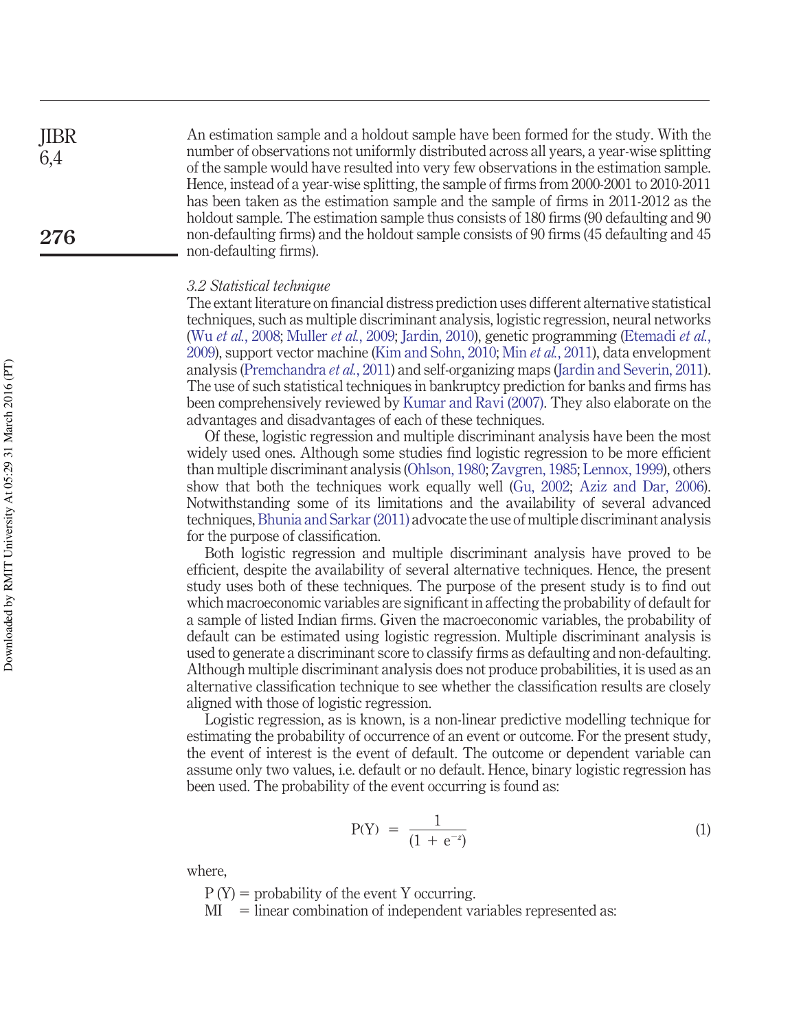An estimation sample and a holdout sample have been formed for the study. With the number of observations not uniformly distributed across all years, a year-wise splitting of the sample would have resulted into very few observations in the estimation sample. Hence, instead of a year-wise splitting, the sample of firms from 2000-2001 to 2010-2011 has been taken as the estimation sample and the sample of firms in 2011-2012 as the holdout sample. The estimation sample thus consists of 180 firms (90 defaulting and 90 non-defaulting firms) and the holdout sample consists of 90 firms (45 defaulting and 45 non-defaulting firms).

### *3.2 Statistical technique*

The extant literature on financial distress prediction uses different alternative statistical techniques, such as multiple discriminant analysis, logistic regression, neural networks (Wu *et al.*, 2008; Muller *et al.*, 2009; Jardin, 2010), genetic programming (Etemadi *et al.*, 2009), support vector machine (Kim and Sohn, 2010; Min *et al.*, 2011), data envelopment analysis (Premchandra *et al.*, 2011) and self-organizing maps (Jardin and Severin, 2011). The use of such statistical techniques in bankruptcy prediction for banks and firms has been comprehensively reviewed by Kumar and Ravi (2007). They also elaborate on the advantages and disadvantages of each of these techniques.

Of these, logistic regression and multiple discriminant analysis have been the most widely used ones. Although some studies find logistic regression to be more efficient than multiple discriminant analysis (Ohlson, 1980; Zavgren, 1985; Lennox, 1999), others show that both the techniques work equally well (Gu, 2002; Aziz and Dar, 2006). Notwithstanding some of its limitations and the availability of several advanced techniques, Bhunia and Sarkar (2011) advocate the use of multiple discriminant analysis for the purpose of classification.

Both logistic regression and multiple discriminant analysis have proved to be efficient, despite the availability of several alternative techniques. Hence, the present study uses both of these techniques. The purpose of the present study is to find out which macroeconomic variables are significant in affecting the probability of default for a sample of listed Indian firms. Given the macroeconomic variables, the probability of default can be estimated using logistic regression. Multiple discriminant analysis is used to generate a discriminant score to classify firms as defaulting and non-defaulting. Although multiple discriminant analysis does not produce probabilities, it is used as an alternative classification technique to see whether the classification results are closely aligned with those of logistic regression.

Logistic regression, as is known, is a non-linear predictive modelling technique for estimating the probability of occurrence of an event or outcome. For the present study, the event of interest is the event of default. The outcome or dependent variable can assume only two values, i.e. default or no default. Hence, binary logistic regression has been used. The probability of the event occurring is found as:

$$\mathrm{P(Y)} = \frac{1}{(1 + \mathrm{e}^{-z})} \tag{1}$$

where,

P (Y) = probability of the event Y occurring.

MI = linear combination of independent variables represented as: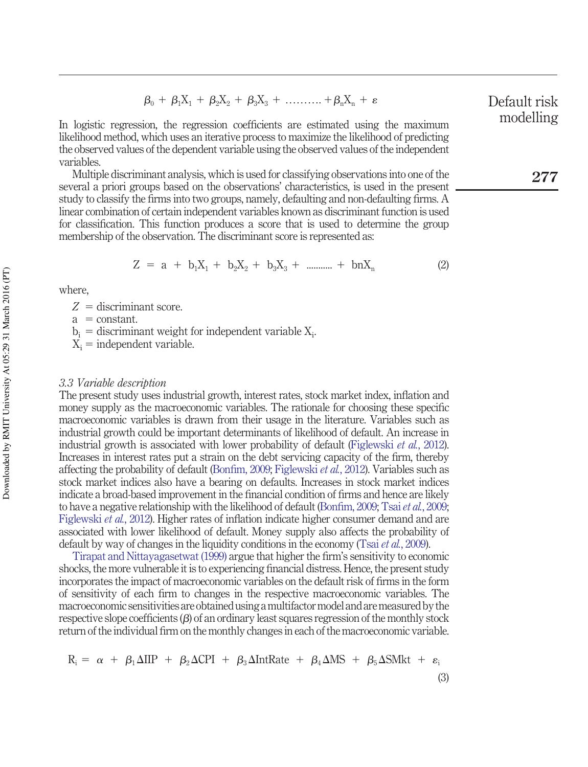$$\beta_0 + \beta_1 X_1 + \beta_2 X_2 + \beta_3 X_3 + \ldots\ldots\ldots + \beta_n X_n + \varepsilon$$

In logistic regression, the regression coefficients are estimated using the maximum likelihood method, which uses an iterative process to maximize the likelihood of predicting the observed values of the dependent variable using the observed values of the independent variables.

Multiple discriminant analysis, which is used for classifying observations into one of the several a priori groups based on the observations' characteristics, is used in the present study to classify the firms into two groups, namely, defaulting and non-defaulting firms. A linear combination of certain independent variables known as discriminant function is used for classification. This function produces a score that is used to determine the group membership of the observation. The discriminant score is represented as:

$$Z = a + b_1 X_1 + b_2 X_2 + b_3 X_3 + \ldots\ldots\ldots + bnX_n \tag{2}$$

where,

$Z$ = discriminant score.
a = constant.
$b_i$ = discriminant weight for independent variable $X_i$.
$X_i$ = independent variable.

### *3.3 Variable description*

The present study uses industrial growth, interest rates, stock market index, inflation and money supply as the macroeconomic variables. The rationale for choosing these specific macroeconomic variables is drawn from their usage in the literature. Variables such as industrial growth could be important determinants of likelihood of default. An increase in industrial growth is associated with lower probability of default (Figlewski *et al.*, 2012). Increases in interest rates put a strain on the debt servicing capacity of the firm, thereby affecting the probability of default (Bonfim, 2009; Figlewski *et al.*, 2012). Variables such as stock market indices also have a bearing on defaults. Increases in stock market indices indicate a broad-based improvement in the financial condition of firms and hence are likely to have a negative relationship with the likelihood of default (Bonfim, 2009; Tsai *et al.*, 2009; Figlewski *et al.*, 2012). Higher rates of inflation indicate higher consumer demand and are associated with lower likelihood of default. Money supply also affects the probability of default by way of changes in the liquidity conditions in the economy (Tsai *et al.*, 2009).

Tirapat and Nittayagasetwat (1999) argue that higher the firm's sensitivity to economic shocks, the more vulnerable it is to experiencing financial distress. Hence, the present study incorporates the impact of macroeconomic variables on the default risk of firms in the form of sensitivity of each firm to changes in the respective macroeconomic variables. The macroeconomic sensitivities are obtained using a multifactor model and are measured by the respective slope coefficients ($\beta$) of an ordinary least squares regression of the monthly stock return of the individual firm on the monthly changes in each of the macroeconomic variable.

$$R_i = \alpha + \beta_1 \Delta IIP + \beta_2 \Delta CPI + \beta_3 \Delta IntRate + \beta_4 \Delta MS + \beta_5 \Delta SMkt + \varepsilon_i \tag{3}$$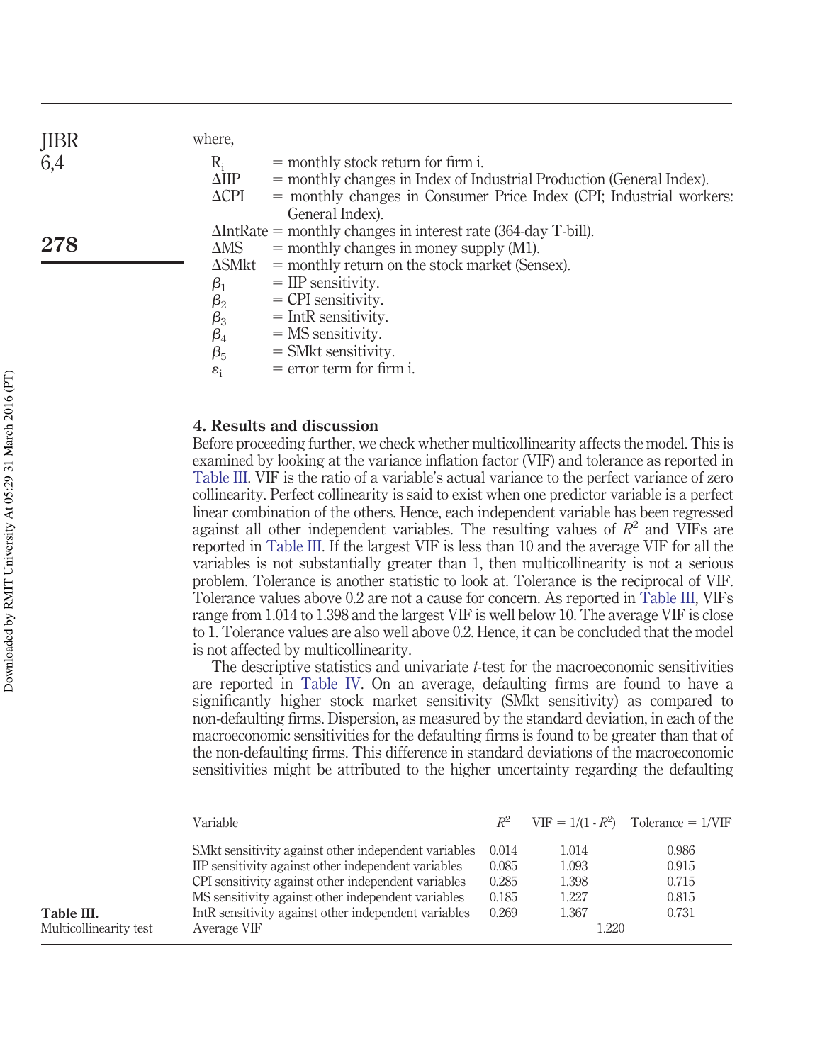where,

| | |
|---|---|
| $R_i$ | = monthly stock return for firm i. |
| ΔIIP | = monthly changes in Index of Industrial Production (General Index). |
| ΔCPI | = monthly changes in Consumer Price Index (CPI; Industrial workers: General Index). |
| ΔIntRate | = monthly changes in interest rate (364-day T-bill). |
| ΔMS | = monthly changes in money supply (M1). |
| ΔSMkt | = monthly return on the stock market (Sensex). |
| $\beta_1$ | = IIP sensitivity. |
| $\beta_2$ | = CPI sensitivity. |
| $\beta_3$ | = IntR sensitivity. |
| $\beta_4$ | = MS sensitivity. |
| $\beta_5$ | = SMkt sensitivity. |
| $\varepsilon_i$ | = error term for firm i. |

## 4. Results and discussion

Before proceeding further, we check whether multicollinearity affects the model. This is examined by looking at the variance inflation factor (VIF) and tolerance as reported in Table III. VIF is the ratio of a variable's actual variance to the perfect variance of zero collinearity. Perfect collinearity is said to exist when one predictor variable is a perfect linear combination of the others. Hence, each independent variable has been regressed against all other independent variables. The resulting values of $R^2$ and VIFs are reported in Table III. If the largest VIF is less than 10 and the average VIF for all the variables is not substantially greater than 1, then multicollinearity is not a serious problem. Tolerance is another statistic to look at. Tolerance is the reciprocal of VIF. Tolerance values above 0.2 are not a cause for concern. As reported in Table III, VIFs range from 1.014 to 1.398 and the largest VIF is well below 10. The average VIF is close to 1. Tolerance values are also well above 0.2. Hence, it can be concluded that the model is not affected by multicollinearity.

The descriptive statistics and univariate *t*-test for the macroeconomic sensitivities are reported in Table IV. On an average, defaulting firms are found to have a significantly higher stock market sensitivity (SMkt sensitivity) as compared to non-defaulting firms. Dispersion, as measured by the standard deviation, in each of the macroeconomic sensitivities for the defaulting firms is found to be greater than that of the non-defaulting firms. This difference in standard deviations of the macroeconomic sensitivities might be attributed to the higher uncertainty regarding the defaulting

**Table III.** Multicollinearity test

| Variable | $R^2$ | VIF = $1/(1 - R^2)$ | Tolerance = 1/VIF |
|---|---|---|---|
| SMkt sensitivity against other independent variables | 0.014 | 1.014 | 0.986 |
| IIP sensitivity against other independent variables | 0.085 | 1.093 | 0.915 |
| CPI sensitivity against other independent variables | 0.285 | 1.398 | 0.715 |
| MS sensitivity against other independent variables | 0.185 | 1.227 | 0.815 |
| IntR sensitivity against other independent variables | 0.269 | 1.367 | 0.731 |
| Average VIF | | 1.220 | |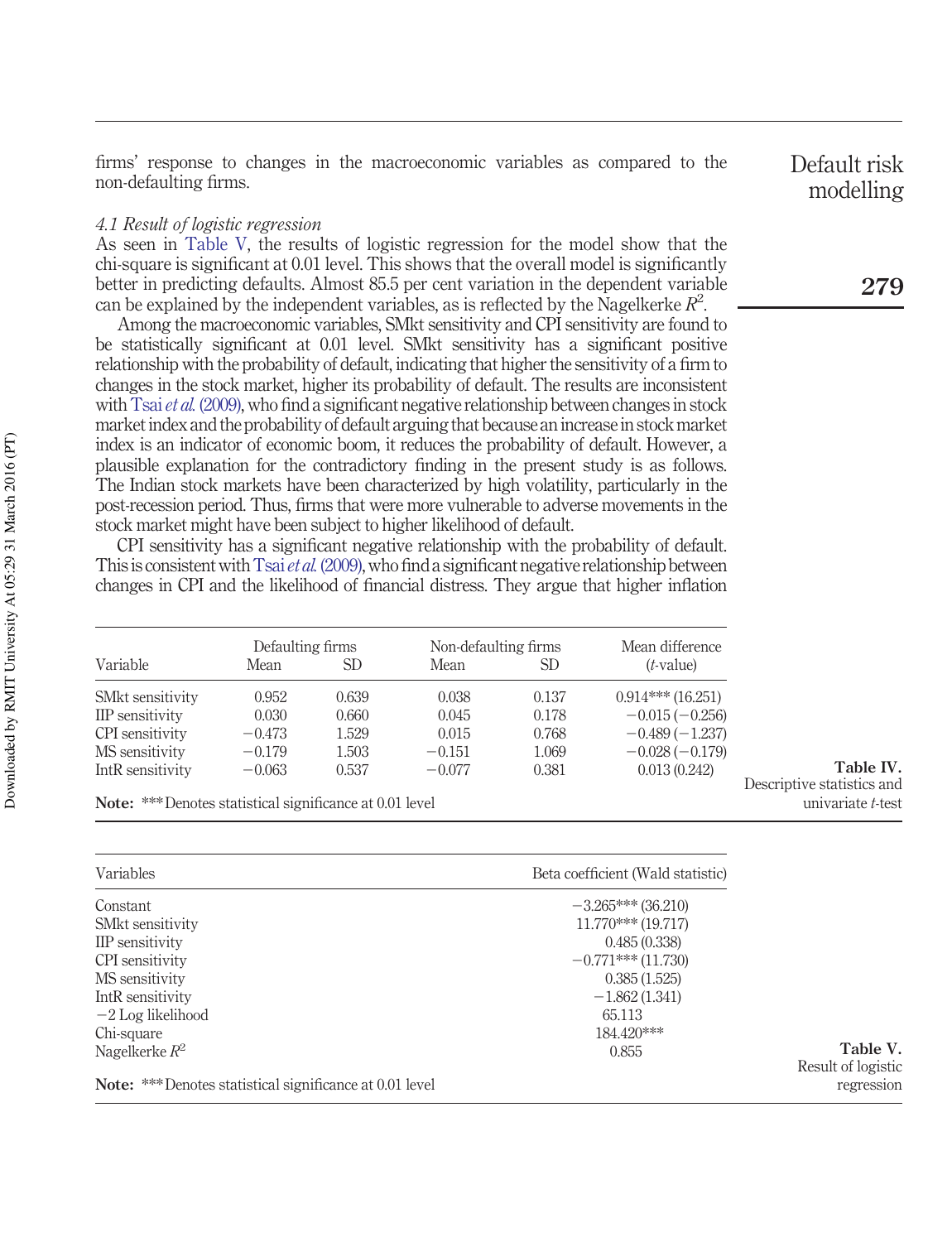firms' response to changes in the macroeconomic variables as compared to the non-defaulting firms.

*4.1 Result of logistic regression*

As seen in Table V, the results of logistic regression for the model show that the chi-square is significant at 0.01 level. This shows that the overall model is significantly better in predicting defaults. Almost 85.5 per cent variation in the dependent variable can be explained by the independent variables, as is reflected by the Nagelkerke $R^2$.

Among the macroeconomic variables, SMkt sensitivity and CPI sensitivity are found to be statistically significant at 0.01 level. SMkt sensitivity has a significant positive relationship with the probability of default, indicating that higher the sensitivity of a firm to changes in the stock market, higher its probability of default. The results are inconsistent with Tsai *et al.* (2009), who find a significant negative relationship between changes in stock market index and the probability of default arguing that because an increase in stock market index is an indicator of economic boom, it reduces the probability of default. However, a plausible explanation for the contradictory finding in the present study is as follows. The Indian stock markets have been characterized by high volatility, particularly in the post-recession period. Thus, firms that were more vulnerable to adverse movements in the stock market might have been subject to higher likelihood of default.

CPI sensitivity has a significant negative relationship with the probability of default. This is consistent with Tsai *et al.* (2009), who find a significant negative relationship between changes in CPI and the likelihood of financial distress. They argue that higher inflation

| Variable | Defaulting firms | | Non-defaulting firms | | Mean difference |
|---|---|---|---|---|---|
| | Mean | SD | Mean | SD | ($t$-value) |
| SMkt sensitivity | 0.952 | 0.639 | 0.038 | 0.137 | 0.914*** (16.251) |
| IIP sensitivity | 0.030 | 0.660 | 0.045 | 0.178 | −0.015 (−0.256) |
| CPI sensitivity | −0.473 | 1.529 | 0.015 | 0.768 | −0.489 (−1.237) |
| MS sensitivity | −0.179 | 1.503 | −0.151 | 1.069 | −0.028 (−0.179) |
| IntR sensitivity | −0.063 | 0.537 | −0.077 | 0.381 | 0.013 (0.242) |

**Note:** ***Denotes statistical significance at 0.01 level

**Table IV.** Descriptive statistics and univariate $t$-test

| Variables | Beta coefficient (Wald statistic) |
|---|---|
| Constant | −3.265*** (36.210) |
| SMkt sensitivity | 11.770*** (19.717) |
| IIP sensitivity | 0.485 (0.338) |
| CPI sensitivity | −0.771*** (11.730) |
| MS sensitivity | 0.385 (1.525) |
| IntR sensitivity | −1.862 (1.341) |
| −2 Log likelihood | 65.113 |
| Chi-square | 184.420*** |
| Nagelkerke $R^2$ | 0.855 |

**Note:** ***Denotes statistical significance at 0.01 level

**Table V.** Result of logistic regression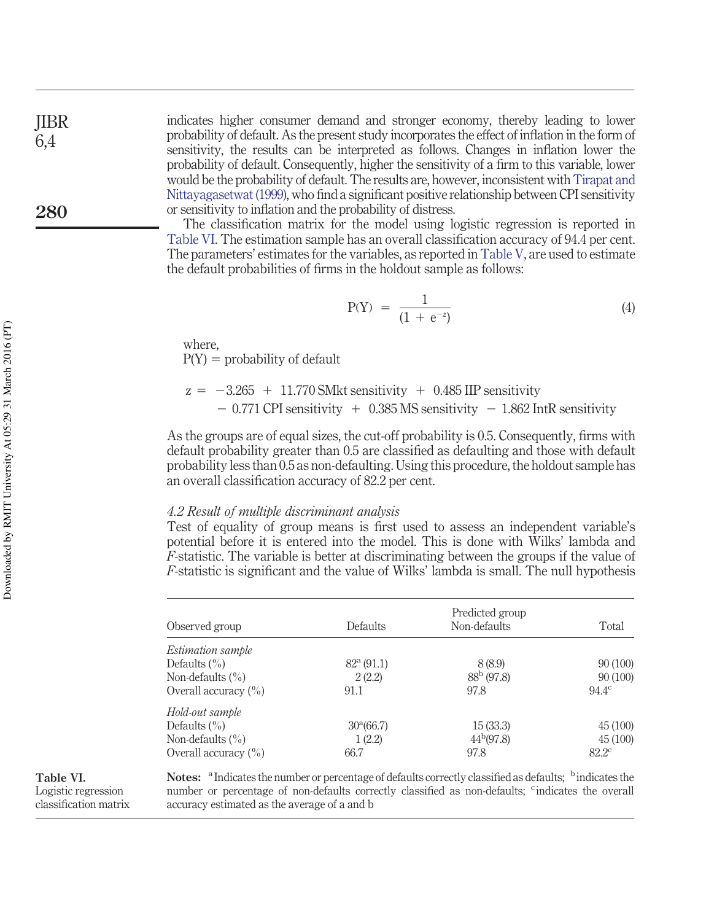indicates higher consumer demand and stronger economy, thereby leading to lower probability of default. As the present study incorporates the effect of inflation in the form of sensitivity, the results can be interpreted as follows. Changes in inflation lower the probability of default. Consequently, higher the sensitivity of a firm to this variable, lower would be the probability of default. The results are, however, inconsistent with Tirapat and Nittayagasetwat (1999), who find a significant positive relationship between CPI sensitivity or sensitivity to inflation and the probability of distress.

The classification matrix for the model using logistic regression is reported in Table VI. The estimation sample has an overall classification accuracy of 94.4 per cent. The parameters' estimates for the variables, as reported in Table V, are used to estimate the default probabilities of firms in the holdout sample as follows:

$$\mathrm{P(Y)} = \frac{1}{(1 + e^{-z})} \tag{4}$$

where,
P(Y) = probability of default

$$z = -3.265 + 11.770\,\text{SMkt sensitivity} + 0.485\,\text{IIP sensitivity} - 0.771\,\text{CPI sensitivity} + 0.385\,\text{MS sensitivity} - 1.862\,\text{IntR sensitivity}$$

As the groups are of equal sizes, the cut-off probability is 0.5. Consequently, firms with default probability greater than 0.5 are classified as defaulting and those with default probability less than 0.5 as non-defaulting. Using this procedure, the holdout sample has an overall classification accuracy of 82.2 per cent.

### *4.2 Result of multiple discriminant analysis*

Test of equality of group means is first used to assess an independent variable's potential before it is entered into the model. This is done with Wilks' lambda and *F*-statistic. The variable is better at discriminating between the groups if the value of *F*-statistic is significant and the value of Wilks' lambda is small. The null hypothesis

**Table VI.** Logistic regression classification matrix

| Observed group | Predicted group Defaults | Non-defaults | Total |
|---|---|---|---|
| *Estimation sample* | | | |
| Defaults (%) | 82[a] (91.1) | 8 (8.9) | 90 (100) |
| Non-defaults (%) | 2 (2.2) | 88[b] (97.8) | 90 (100) |
| Overall accuracy (%) | 91.1 | 97.8 | 94.4[c] |
| *Hold-out sample* | | | |
| Defaults (%) | 30[a] (66.7) | 15 (33.3) | 45 (100) |
| Non-defaults (%) | 1 (2.2) | 44[b] (97.8) | 45 (100) |
| Overall accuracy (%) | 66.7 | 97.8 | 82.2[c] |

**Notes:** [a] Indicates the number or percentage of defaults correctly classified as defaults; [b] indicates the number or percentage of non-defaults correctly classified as non-defaults; [c] indicates the overall accuracy estimated as the average of a and b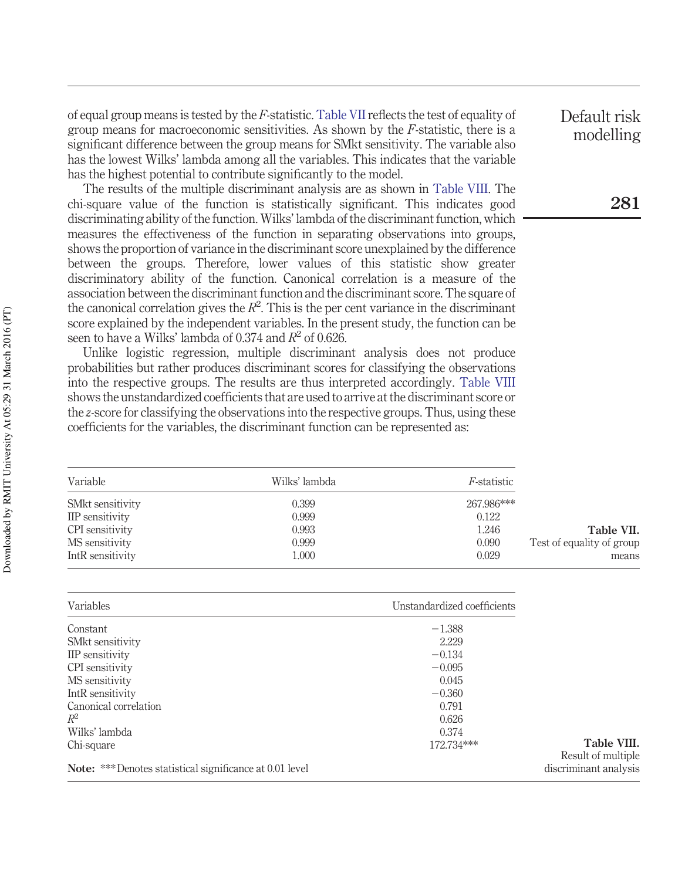of equal group means is tested by the *F*-statistic. Table VII reflects the test of equality of group means for macroeconomic sensitivities. As shown by the *F*-statistic, there is a significant difference between the group means for SMkt sensitivity. The variable also has the lowest Wilks' lambda among all the variables. This indicates that the variable has the highest potential to contribute significantly to the model.

The results of the multiple discriminant analysis are as shown in Table VIII. The chi-square value of the function is statistically significant. This indicates good discriminating ability of the function. Wilks' lambda of the discriminant function, which measures the effectiveness of the function in separating observations into groups, shows the proportion of variance in the discriminant score unexplained by the difference between the groups. Therefore, lower values of this statistic show greater discriminatory ability of the function. Canonical correlation is a measure of the association between the discriminant function and the discriminant score. The square of the canonical correlation gives the $R^2$. This is the per cent variance in the discriminant score explained by the independent variables. In the present study, the function can be seen to have a Wilks' lambda of 0.374 and $R^2$ of 0.626.

Unlike logistic regression, multiple discriminant analysis does not produce probabilities but rather produces discriminant scores for classifying the observations into the respective groups. The results are thus interpreted accordingly. Table VIII shows the unstandardized coefficients that are used to arrive at the discriminant score or the *z*-score for classifying the observations into the respective groups. Thus, using these coefficients for the variables, the discriminant function can be represented as:

**Table VII.** Test of equality of group means

| Variable | Wilks' lambda | *F*-statistic |
|---|---|---|
| SMkt sensitivity | 0.399 | 267.986*** |
| IIP sensitivity | 0.999 | 0.122 |
| CPI sensitivity | 0.993 | 1.246 |
| MS sensitivity | 0.999 | 0.090 |
| IntR sensitivity | 1.000 | 0.029 |

**Table VIII.** Result of multiple discriminant analysis

| Variables | Unstandardized coefficients |
|---|---|
| Constant | −1.388 |
| SMkt sensitivity | 2.229 |
| IIP sensitivity | −0.134 |
| CPI sensitivity | −0.095 |
| MS sensitivity | 0.045 |
| IntR sensitivity | −0.360 |
| Canonical correlation | 0.791 |
| $R^2$ | 0.626 |
| Wilks' lambda | 0.374 |
| Chi-square | 172.734*** |

**Note:** ***Denotes statistical significance at 0.01 level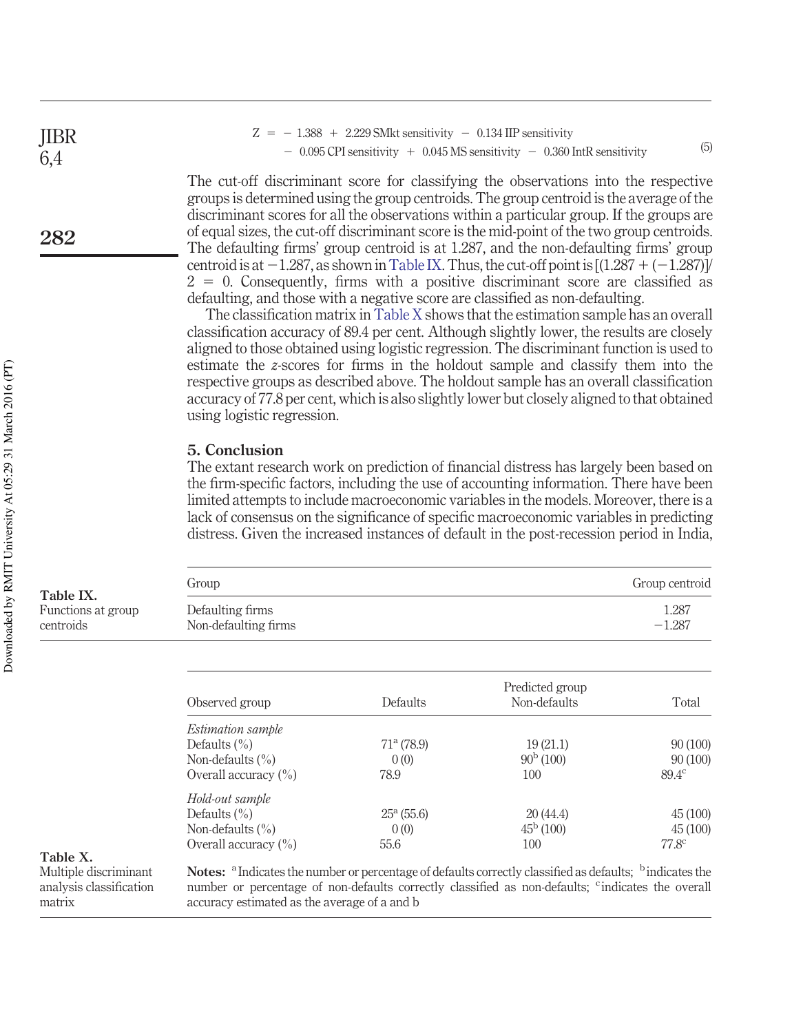$$Z = -1.388 + 2.229\,\text{SMkt sensitivity} - 0.134\,\text{IIP sensitivity} - 0.095\,\text{CPI sensitivity} + 0.045\,\text{MS sensitivity} - 0.360\,\text{IntR sensitivity} \quad (5)$$

The cut-off discriminant score for classifying the observations into the respective groups is determined using the group centroids. The group centroid is the average of the discriminant scores for all the observations within a particular group. If the groups are of equal sizes, the cut-off discriminant score is the mid-point of the two group centroids. The defaulting firms' group centroid is at 1.287, and the non-defaulting firms' group centroid is at −1.287, as shown in Table IX. Thus, the cut-off point is $[(1.287 + (-1.287)]/2 = 0$. Consequently, firms with a positive discriminant score are classified as defaulting, and those with a negative score are classified as non-defaulting.

The classification matrix in Table X shows that the estimation sample has an overall classification accuracy of 89.4 per cent. Although slightly lower, the results are closely aligned to those obtained using logistic regression. The discriminant function is used to estimate the *z*-scores for firms in the holdout sample and classify them into the respective groups as described above. The holdout sample has an overall classification accuracy of 77.8 per cent, which is also slightly lower but closely aligned to that obtained using logistic regression.

## 5. Conclusion

The extant research work on prediction of financial distress has largely been based on the firm-specific factors, including the use of accounting information. There have been limited attempts to include macroeconomic variables in the models. Moreover, there is a lack of consensus on the significance of specific macroeconomic variables in predicting distress. Given the increased instances of default in the post-recession period in India,

**Table IX.** Functions at group centroids

| Group | Group centroid |
|---|---|
| Defaulting firms | 1.287 |
| Non-defaulting firms | −1.287 |

**Table X.** Multiple discriminant analysis classification matrix

| Observed group | Predicted group | | |
|---|---|---|---|
| | Defaults | Non-defaults | Total |
| *Estimation sample* | | | |
| Defaults (%) | 71[a] (78.9) | 19 (21.1) | 90 (100) |
| Non-defaults (%) | 0 (0) | 90[b] (100) | 90 (100) |
| Overall accuracy (%) | 78.9 | 100 | 89.4[c] |
| *Hold-out sample* | | | |
| Defaults (%) | 25[a] (55.6) | 20 (44.4) | 45 (100) |
| Non-defaults (%) | 0 (0) | 45[b] (100) | 45 (100) |
| Overall accuracy (%) | 55.6 | 100 | 77.8[c] |

**Notes:** [a] Indicates the number or percentage of defaults correctly classified as defaults; [b] indicates the number or percentage of non-defaults correctly classified as non-defaults; [c] indicates the overall accuracy estimated as the average of a and b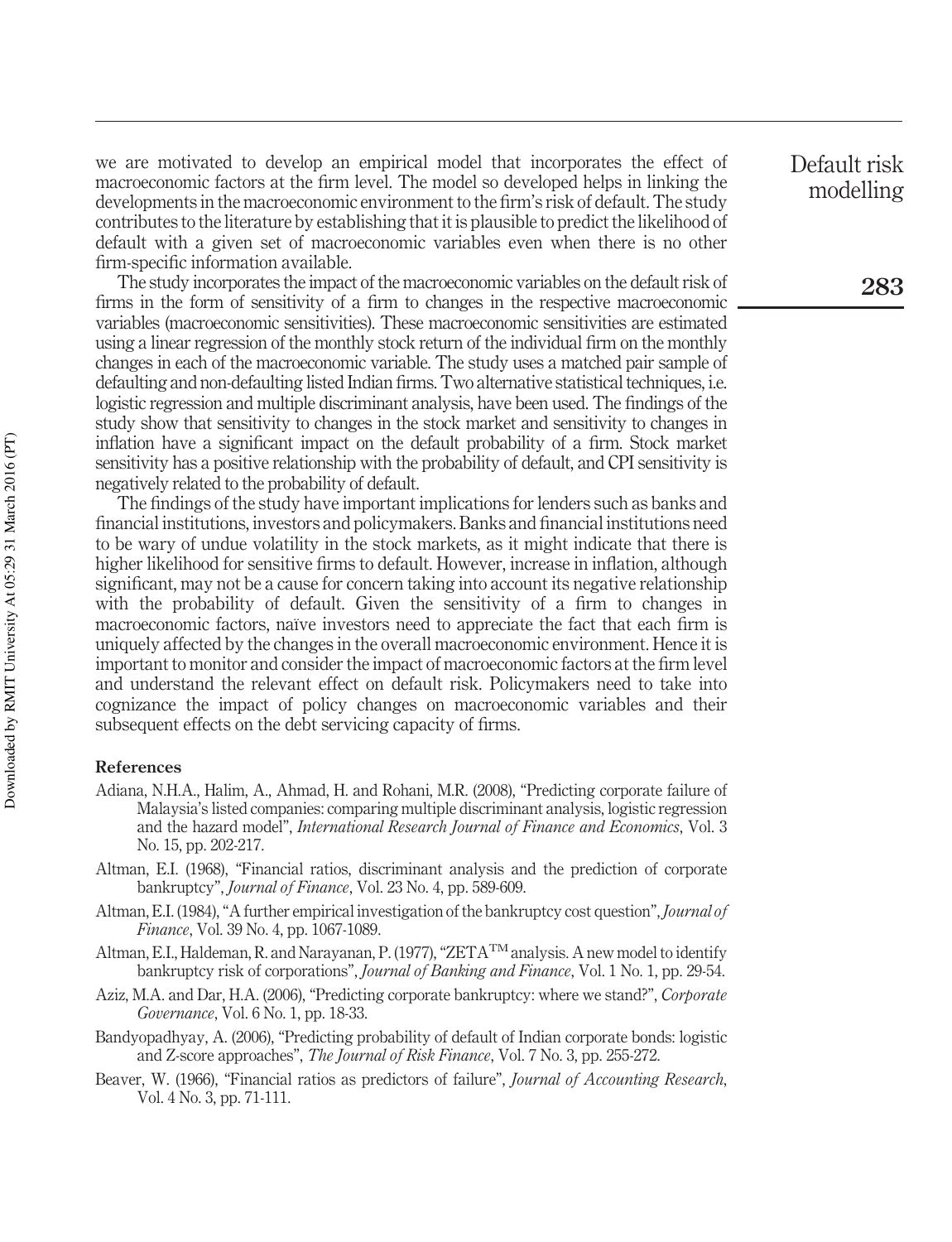we are motivated to develop an empirical model that incorporates the effect of macroeconomic factors at the firm level. The model so developed helps in linking the developments in the macroeconomic environment to the firm's risk of default. The study contributes to the literature by establishing that it is plausible to predict the likelihood of default with a given set of macroeconomic variables even when there is no other firm-specific information available.

The study incorporates the impact of the macroeconomic variables on the default risk of firms in the form of sensitivity of a firm to changes in the respective macroeconomic variables (macroeconomic sensitivities). These macroeconomic sensitivities are estimated using a linear regression of the monthly stock return of the individual firm on the monthly changes in each of the macroeconomic variable. The study uses a matched pair sample of defaulting and non-defaulting listed Indian firms. Two alternative statistical techniques, i.e. logistic regression and multiple discriminant analysis, have been used. The findings of the study show that sensitivity to changes in the stock market and sensitivity to changes in inflation have a significant impact on the default probability of a firm. Stock market sensitivity has a positive relationship with the probability of default, and CPI sensitivity is negatively related to the probability of default.

The findings of the study have important implications for lenders such as banks and financial institutions, investors and policymakers. Banks and financial institutions need to be wary of undue volatility in the stock markets, as it might indicate that there is higher likelihood for sensitive firms to default. However, increase in inflation, although significant, may not be a cause for concern taking into account its negative relationship with the probability of default. Given the sensitivity of a firm to changes in macroeconomic factors, naïve investors need to appreciate the fact that each firm is uniquely affected by the changes in the overall macroeconomic environment. Hence it is important to monitor and consider the impact of macroeconomic factors at the firm level and understand the relevant effect on default risk. Policymakers need to take into cognizance the impact of policy changes on macroeconomic variables and their subsequent effects on the debt servicing capacity of firms.

#### References

Adiana, N.H.A., Halim, A., Ahmad, H. and Rohani, M.R. (2008), "Predicting corporate failure of Malaysia's listed companies: comparing multiple discriminant analysis, logistic regression and the hazard model", *International Research Journal of Finance and Economics*, Vol. 3 No. 15, pp. 202-217.

Altman, E.I. (1968), "Financial ratios, discriminant analysis and the prediction of corporate bankruptcy", *Journal of Finance*, Vol. 23 No. 4, pp. 589-609.

Altman, E.I. (1984), "A further empirical investigation of the bankruptcy cost question", *Journal of Finance*, Vol. 39 No. 4, pp. 1067-1089.

Altman, E.I., Haldeman, R. and Narayanan, P. (1977), "ZETA™ analysis. A new model to identify bankruptcy risk of corporations", *Journal of Banking and Finance*, Vol. 1 No. 1, pp. 29-54.

Aziz, M.A. and Dar, H.A. (2006), "Predicting corporate bankruptcy: where we stand?", *Corporate Governance*, Vol. 6 No. 1, pp. 18-33.

Bandyopadhyay, A. (2006), "Predicting probability of default of Indian corporate bonds: logistic and Z-score approaches", *The Journal of Risk Finance*, Vol. 7 No. 3, pp. 255-272.

Beaver, W. (1966), "Financial ratios as predictors of failure", *Journal of Accounting Research*, Vol. 4 No. 3, pp. 71-111.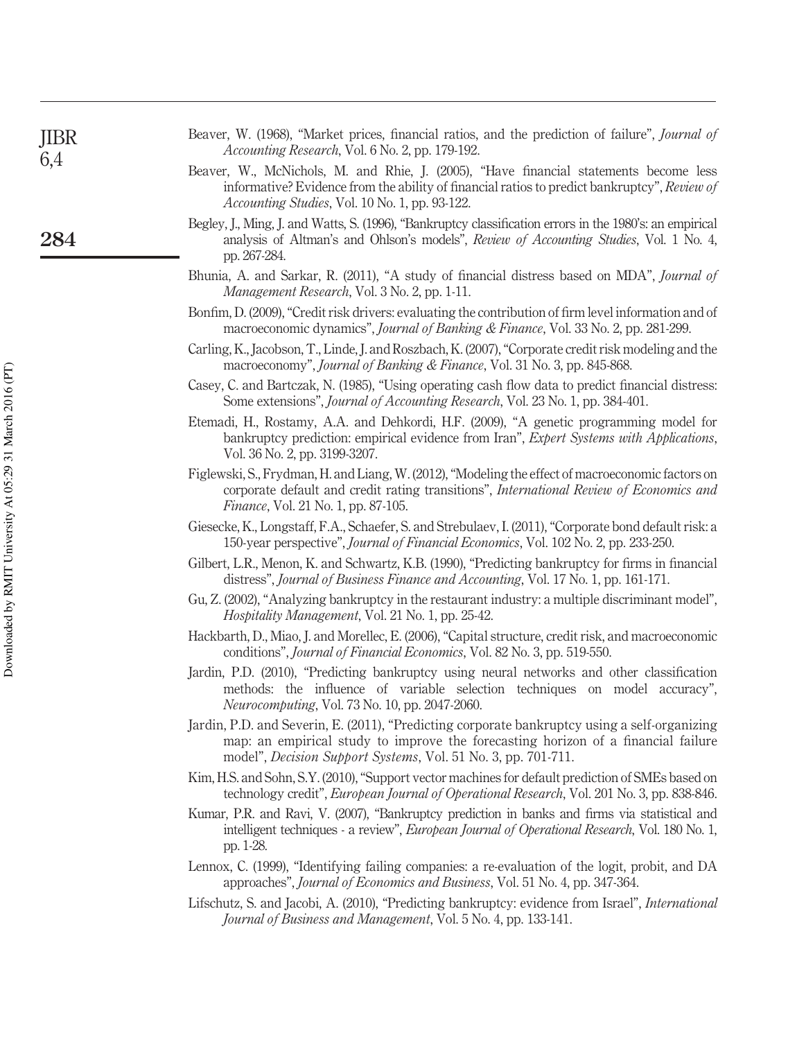Beaver, W. (1968), "Market prices, financial ratios, and the prediction of failure", *Journal of Accounting Research*, Vol. 6 No. 2, pp. 179-192.

Beaver, W., McNichols, M. and Rhie, J. (2005), "Have financial statements become less informative? Evidence from the ability of financial ratios to predict bankruptcy", *Review of Accounting Studies*, Vol. 10 No. 1, pp. 93-122.

Begley, J., Ming, J. and Watts, S. (1996), "Bankruptcy classification errors in the 1980's: an empirical analysis of Altman's and Ohlson's models", *Review of Accounting Studies*, Vol. 1 No. 4, pp. 267-284.

Bhunia, A. and Sarkar, R. (2011), "A study of financial distress based on MDA", *Journal of Management Research*, Vol. 3 No. 2, pp. 1-11.

Bonfim, D. (2009), "Credit risk drivers: evaluating the contribution of firm level information and of macroeconomic dynamics", *Journal of Banking & Finance*, Vol. 33 No. 2, pp. 281-299.

Carling, K., Jacobson, T., Linde, J. and Roszbach, K. (2007), "Corporate credit risk modeling and the macroeconomy", *Journal of Banking & Finance*, Vol. 31 No. 3, pp. 845-868.

Casey, C. and Bartczak, N. (1985), "Using operating cash flow data to predict financial distress: Some extensions", *Journal of Accounting Research*, Vol. 23 No. 1, pp. 384-401.

Etemadi, H., Rostamy, A.A. and Dehkordi, H.F. (2009), "A genetic programming model for bankruptcy prediction: empirical evidence from Iran", *Expert Systems with Applications*, Vol. 36 No. 2, pp. 3199-3207.

Figlewski, S., Frydman, H. and Liang, W. (2012), "Modeling the effect of macroeconomic factors on corporate default and credit rating transitions", *International Review of Economics and Finance*, Vol. 21 No. 1, pp. 87-105.

Giesecke, K., Longstaff, F.A., Schaefer, S. and Strebulaev, I. (2011), "Corporate bond default risk: a 150-year perspective", *Journal of Financial Economics*, Vol. 102 No. 2, pp. 233-250.

Gilbert, L.R., Menon, K. and Schwartz, K.B. (1990), "Predicting bankruptcy for firms in financial distress", *Journal of Business Finance and Accounting*, Vol. 17 No. 1, pp. 161-171.

Gu, Z. (2002), "Analyzing bankruptcy in the restaurant industry: a multiple discriminant model", *Hospitality Management*, Vol. 21 No. 1, pp. 25-42.

Hackbarth, D., Miao, J. and Morellec, E. (2006), "Capital structure, credit risk, and macroeconomic conditions", *Journal of Financial Economics*, Vol. 82 No. 3, pp. 519-550.

Jardin, P.D. (2010), "Predicting bankruptcy using neural networks and other classification methods: the influence of variable selection techniques on model accuracy", *Neurocomputing*, Vol. 73 No. 10, pp. 2047-2060.

Jardin, P.D. and Severin, E. (2011), "Predicting corporate bankruptcy using a self-organizing map: an empirical study to improve the forecasting horizon of a financial failure model", *Decision Support Systems*, Vol. 51 No. 3, pp. 701-711.

Kim, H.S. and Sohn, S.Y. (2010), "Support vector machines for default prediction of SMEs based on technology credit", *European Journal of Operational Research*, Vol. 201 No. 3, pp. 838-846.

Kumar, P.R. and Ravi, V. (2007), "Bankruptcy prediction in banks and firms via statistical and intelligent techniques - a review", *European Journal of Operational Research*, Vol. 180 No. 1, pp. 1-28.

Lennox, C. (1999), "Identifying failing companies: a re-evaluation of the logit, probit, and DA approaches", *Journal of Economics and Business*, Vol. 51 No. 4, pp. 347-364.

Lifschutz, S. and Jacobi, A. (2010), "Predicting bankruptcy: evidence from Israel", *International Journal of Business and Management*, Vol. 5 No. 4, pp. 133-141.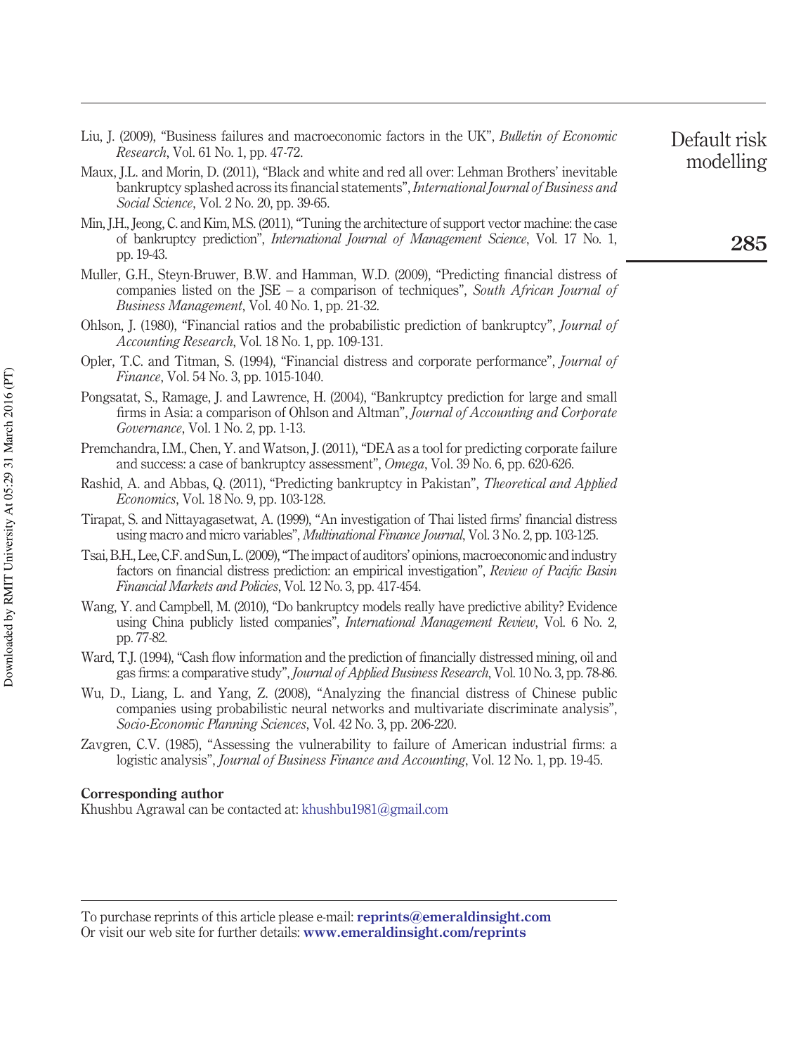Liu, J. (2009), "Business failures and macroeconomic factors in the UK", *Bulletin of Economic Research*, Vol. 61 No. 1, pp. 47-72.

Maux, J.L. and Morin, D. (2011), "Black and white and red all over: Lehman Brothers' inevitable bankruptcy splashed across its financial statements", *International Journal of Business and Social Science*, Vol. 2 No. 20, pp. 39-65.

Min, J.H., Jeong, C. and Kim, M.S. (2011), "Tuning the architecture of support vector machine: the case of bankruptcy prediction", *International Journal of Management Science*, Vol. 17 No. 1, pp. 19-43.

Muller, G.H., Steyn-Bruwer, B.W. and Hamman, W.D. (2009), "Predicting financial distress of companies listed on the JSE – a comparison of techniques", *South African Journal of Business Management*, Vol. 40 No. 1, pp. 21-32.

Ohlson, J. (1980), "Financial ratios and the probabilistic prediction of bankruptcy", *Journal of Accounting Research*, Vol. 18 No. 1, pp. 109-131.

Opler, T.C. and Titman, S. (1994), "Financial distress and corporate performance", *Journal of Finance*, Vol. 54 No. 3, pp. 1015-1040.

Pongsatat, S., Ramage, J. and Lawrence, H. (2004), "Bankruptcy prediction for large and small firms in Asia: a comparison of Ohlson and Altman", *Journal of Accounting and Corporate Governance*, Vol. 1 No. 2, pp. 1-13.

Premchandra, I.M., Chen, Y. and Watson, J. (2011), "DEA as a tool for predicting corporate failure and success: a case of bankruptcy assessment", *Omega*, Vol. 39 No. 6, pp. 620-626.

Rashid, A. and Abbas, Q. (2011), "Predicting bankruptcy in Pakistan", *Theoretical and Applied Economics*, Vol. 18 No. 9, pp. 103-128.

Tirapat, S. and Nittayagasetwat, A. (1999), "An investigation of Thai listed firms' financial distress using macro and micro variables", *Multinational Finance Journal*, Vol. 3 No. 2, pp. 103-125.

Tsai, B.H., Lee, C.F. and Sun, L. (2009), "The impact of auditors' opinions, macroeconomic and industry factors on financial distress prediction: an empirical investigation", *Review of Pacific Basin Financial Markets and Policies*, Vol. 12 No. 3, pp. 417-454.

Wang, Y. and Campbell, M. (2010), "Do bankruptcy models really have predictive ability? Evidence using China publicly listed companies", *International Management Review*, Vol. 6 No. 2, pp. 77-82.

Ward, T.J. (1994), "Cash flow information and the prediction of financially distressed mining, oil and gas firms: a comparative study", *Journal of Applied Business Research*, Vol. 10 No. 3, pp. 78-86.

Wu, D., Liang, L. and Yang, Z. (2008), "Analyzing the financial distress of Chinese public companies using probabilistic neural networks and multivariate discriminate analysis", *Socio-Economic Planning Sciences*, Vol. 42 No. 3, pp. 206-220.

Zavgren, C.V. (1985), "Assessing the vulnerability to failure of American industrial firms: a logistic analysis", *Journal of Business Finance and Accounting*, Vol. 12 No. 1, pp. 19-45.

**Corresponding author**

Khushbu Agrawal can be contacted at: khushbu1981@gmail.com

To purchase reprints of this article please e-mail: **reprints@emeraldinsight.com**
Or visit our web site for further details: **www.emeraldinsight.com/reprints**